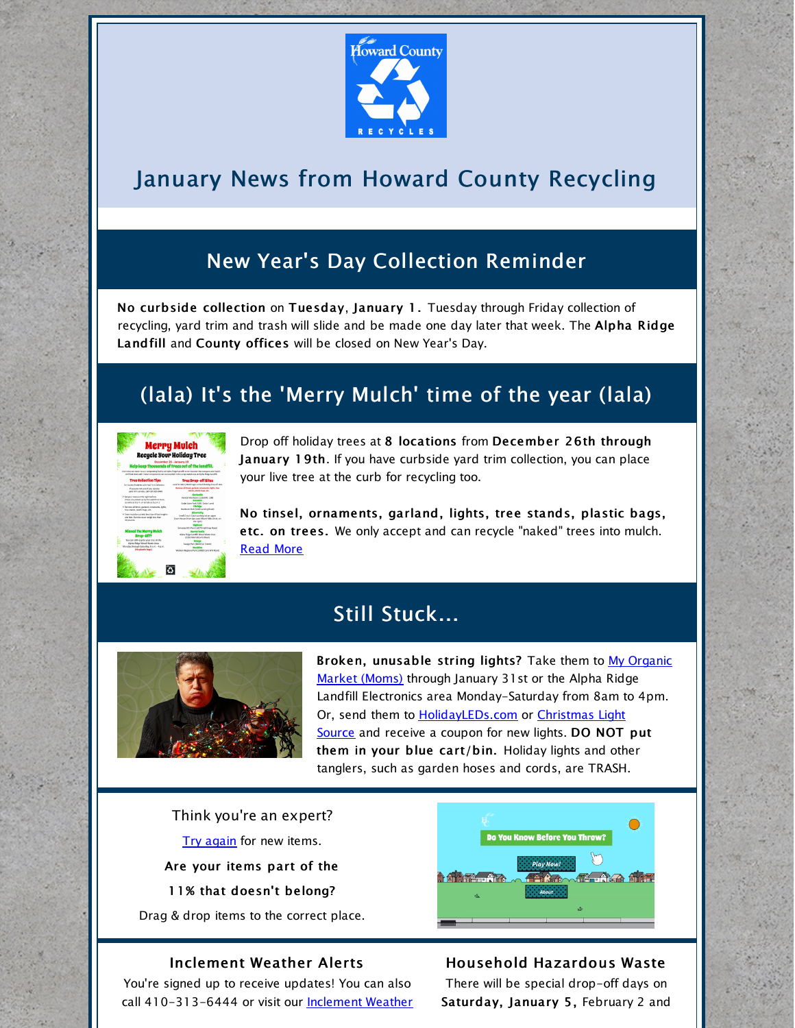# January News from Howard County Recycling

## New Year's Day Collection Reminder

**No curbside collection** on **Tuesday, January 1.** Tuesday through Friday collection of recycling, yard trim and trash will slide and be made one day later that week. The **Alpha Ridge Landfill** and **County offices** will be closed on New Year's Day.

## (lala) It's the 'Merry Mulch' time of the year (lala)

Drop off holiday trees at **8 locations** from **December 26th through January 19th**. If you have curbside yard trim collection, you can place your live tree at the curb for recycling too.

**No tinsel, ornaments, garland, lights, tree stands, plastic bags, etc. on trees.** We only accept and can recycle "naked" trees into mulch. [Read More]

## Still Stuck...

**Broken, unusable string lights?** Take them to [My Organic Market (Moms)] through January 31st or the Alpha Ridge Landfill Electronics area Monday-Saturday from 8am to 4pm. Or, send them to [HolidayLEDs.com] or [Christmas Light Source] and receive a coupon for new lights. **DO NOT put them in your blue cart/bin.** Holiday lights and other tanglers, such as garden hoses and cords, are TRASH.

Think you're an expert?

[Try again] for new items.

**Are your items part of the 11% that doesn't belong?**

Drag & drop items to the correct place.

### Inclement Weather Alerts

You're signed up to receive updates! You can also call 410-313-6444 or visit our [Inclement Weather

### Household Hazardous Waste

There will be special drop-off days on **Saturday, January 5,** February 2 and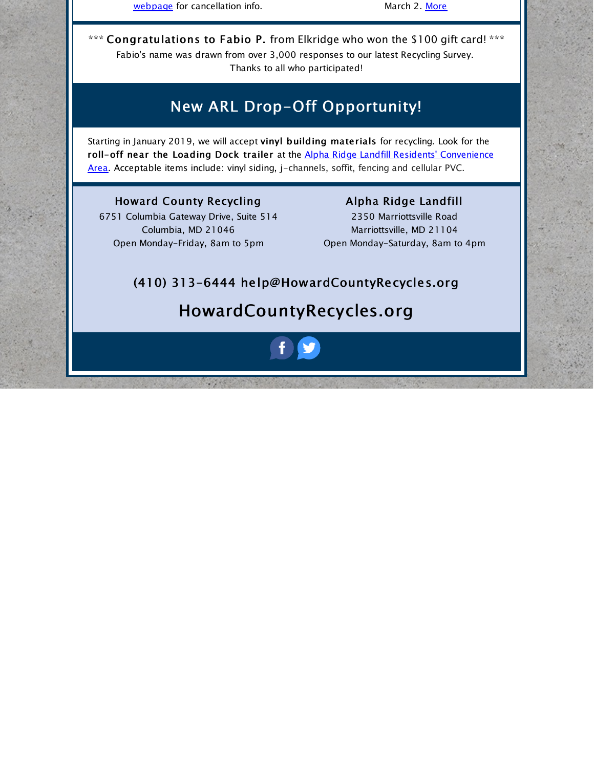webpage for cancellation info.

March 2. More

*** **Congratulations to Fabio P.** from Elkridge who won the $100 gift card! ***

Fabio's name was drawn from over 3,000 responses to our latest Recycling Survey.
Thanks to all who participated!

## New ARL Drop-Off Opportunity!

Starting in January 2019, we will accept **vinyl building materials** for recycling. Look for the **roll-off near the Loading Dock trailer** at the Alpha Ridge Landfill Residents' Convenience Area. Acceptable items include: vinyl siding, j-channels, soffit, fencing and cellular PVC.

**Howard County Recycling**
6751 Columbia Gateway Drive, Suite 514
Columbia, MD 21046
Open Monday-Friday, 8am to 5pm

**Alpha Ridge Landfill**
2350 Marriottsville Road
Marriottsville, MD 21104
Open Monday-Saturday, 8am to 4pm

**(410) 313-6444 help@HowardCountyRecycles.org**

## HowardCountyRecycles.org